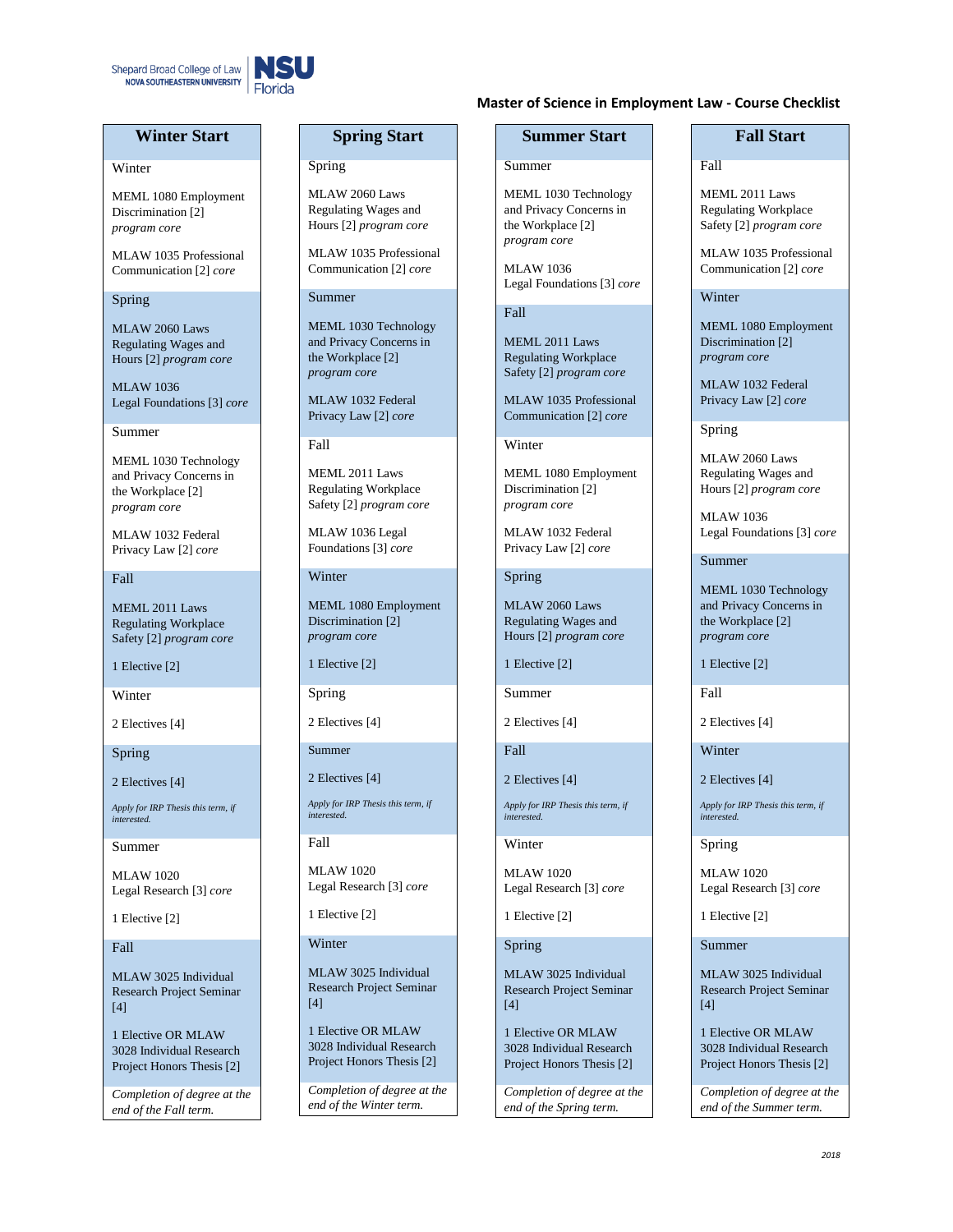Shepard Broad College of Law NOVA SOUTHEASTERN UNIVERSITY | NSU Florida

# Master of Science in Employment Law - Course Checklist

## Winter Start

**Winter**

MEML 1080 Employment Discrimination [2] *program core*

MLAW 1035 Professional Communication [2] *core*

**Spring**

MLAW 2060 Laws Regulating Wages and Hours [2] *program core*

MLAW 1036 Legal Foundations [3] *core*

**Summer**

MEML 1030 Technology and Privacy Concerns in the Workplace [2] *program core*

MLAW 1032 Federal Privacy Law [2] *core*

**Fall**

MEML 2011 Laws Regulating Workplace Safety [2] *program core*

1 Elective [2]

**Winter**

2 Electives [4]

**Spring**

2 Electives [4]

*Apply for IRP Thesis this term, if interested.*

**Summer**

MLAW 1020 Legal Research [3] *core*

1 Elective [2]

**Fall**

MLAW 3025 Individual Research Project Seminar [4]

1 Elective OR MLAW 3028 Individual Research Project Honors Thesis [2]

*Completion of degree at the end of the Fall term.*

## Spring Start

**Spring**

MLAW 2060 Laws Regulating Wages and Hours [2] *program core*

MLAW 1035 Professional Communication [2] *core*

**Summer**

MEML 1030 Technology and Privacy Concerns in the Workplace [2] *program core*

MLAW 1032 Federal Privacy Law [2] *core*

**Fall**

MEML 2011 Laws Regulating Workplace Safety [2] *program core*

MLAW 1036 Legal Foundations [3] *core*

**Winter**

MEML 1080 Employment Discrimination [2] *program core*

1 Elective [2]

**Spring**

2 Electives [4]

**Summer**

2 Electives [4]

*Apply for IRP Thesis this term, if interested.*

**Fall**

MLAW 1020 Legal Research [3] *core*

1 Elective [2]

**Winter**

MLAW 3025 Individual Research Project Seminar [4]

1 Elective OR MLAW 3028 Individual Research Project Honors Thesis [2]

*Completion of degree at the end of the Winter term.*

## Summer Start

**Summer**

MEML 1030 Technology and Privacy Concerns in the Workplace [2] *program core*

MLAW 1036 Legal Foundations [3] *core*

**Fall**

MEML 2011 Laws Regulating Workplace Safety [2] *program core*

MLAW 1035 Professional Communication [2] *core*

**Winter**

MEML 1080 Employment Discrimination [2] *program core*

MLAW 1032 Federal Privacy Law [2] *core*

**Spring**

MEML 2060 Laws Regulating Wages and Hours [2] *program core*

1 Elective [2]

**Summer**

2 Electives [4]

**Fall**

2 Electives [4]

*Apply for IRP Thesis this term, if interested.*

**Winter**

MLAW 1020 Legal Research [3] *core*

1 Elective [2]

**Spring**

MLAW 3025 Individual Research Project Seminar [4]

1 Elective OR MLAW 3028 Individual Research Project Honors Thesis [2]

*Completion of degree at the end of the Spring term.*

## Fall Start

**Fall**

MEML 2011 Laws Regulating Workplace Safety [2] *program core*

MLAW 1035 Professional Communication [2] *core*

**Winter**

MEML 1080 Employment Discrimination [2] *program core*

MLAW 1032 Federal Privacy Law [2] *core*

**Spring**

MLAW 2060 Laws Regulating Wages and Hours [2] *program core*

MLAW 1036 Legal Foundations [3] *core*

**Summer**

MEML 1030 Technology and Privacy Concerns in the Workplace [2] *program core*

1 Elective [2]

**Fall**

2 Electives [4]

**Winter**

2 Electives [4]

*Apply for IRP Thesis this term, if interested.*

**Spring**

MLAW 1020 Legal Research [3] *core*

1 Elective [2]

**Summer**

MLAW 3025 Individual Research Project Seminar [4]

1 Elective OR MLAW 3028 Individual Research Project Honors Thesis [2]

*Completion of degree at the end of the Summer term.*

*2018*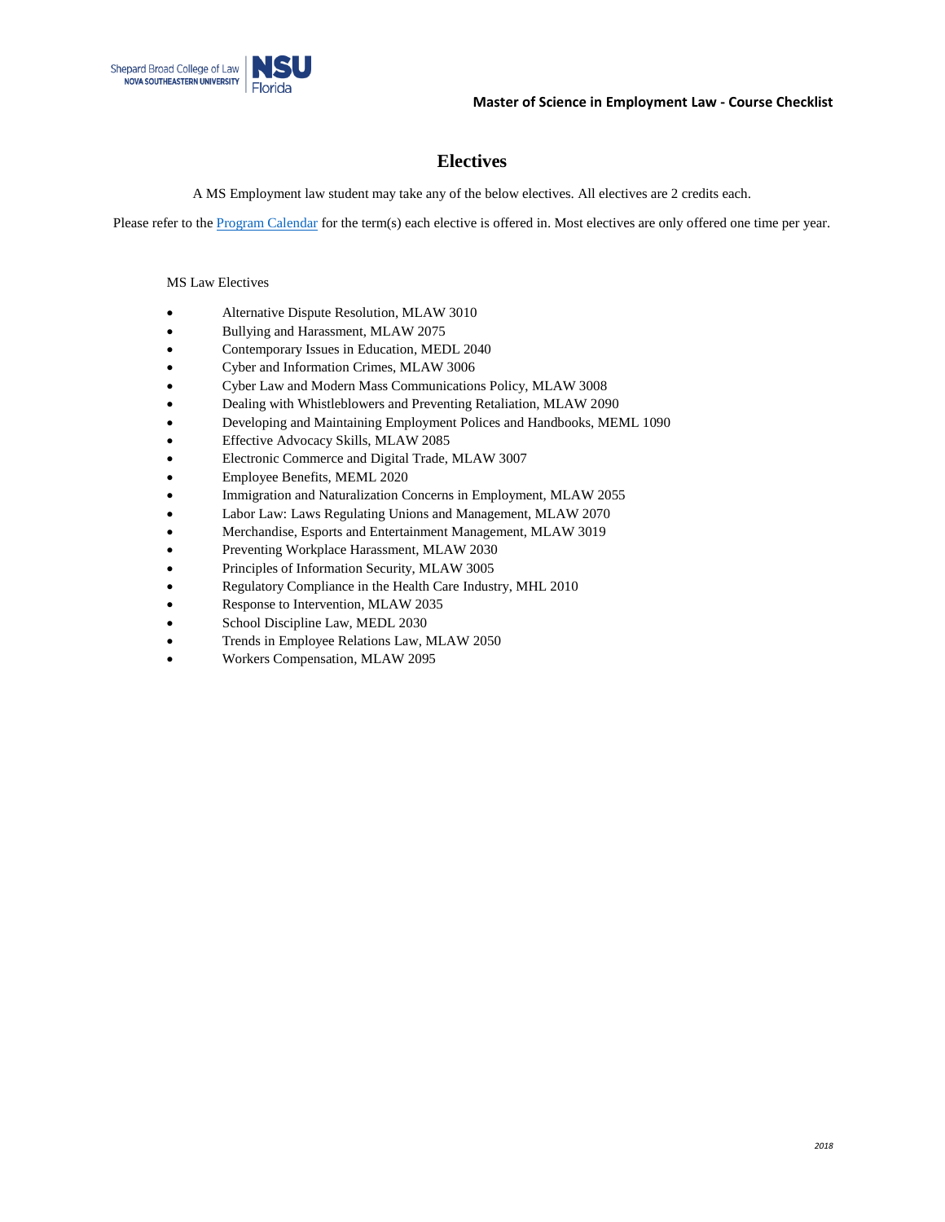## Electives

A MS Employment law student may take any of the below electives. All electives are 2 credits each.

Please refer to the Program Calendar for the term(s) each elective is offered in. Most electives are only offered one time per year.

MS Law Electives

- Alternative Dispute Resolution, MLAW 3010
- Bullying and Harassment, MLAW 2075
- Contemporary Issues in Education, MEDL 2040
- Cyber and Information Crimes, MLAW 3006
- Cyber Law and Modern Mass Communications Policy, MLAW 3008
- Dealing with Whistleblowers and Preventing Retaliation, MLAW 2090
- Developing and Maintaining Employment Polices and Handbooks, MEML 1090
- Effective Advocacy Skills, MLAW 2085
- Electronic Commerce and Digital Trade, MLAW 3007
- Employee Benefits, MEML 2020
- Immigration and Naturalization Concerns in Employment, MLAW 2055
- Labor Law: Laws Regulating Unions and Management, MLAW 2070
- Merchandise, Esports and Entertainment Management, MLAW 3019
- Preventing Workplace Harassment, MLAW 2030
- Principles of Information Security, MLAW 3005
- Regulatory Compliance in the Health Care Industry, MHL 2010
- Response to Intervention, MLAW 2035
- School Discipline Law, MEDL 2030
- Trends in Employee Relations Law, MLAW 2050
- Workers Compensation, MLAW 2095